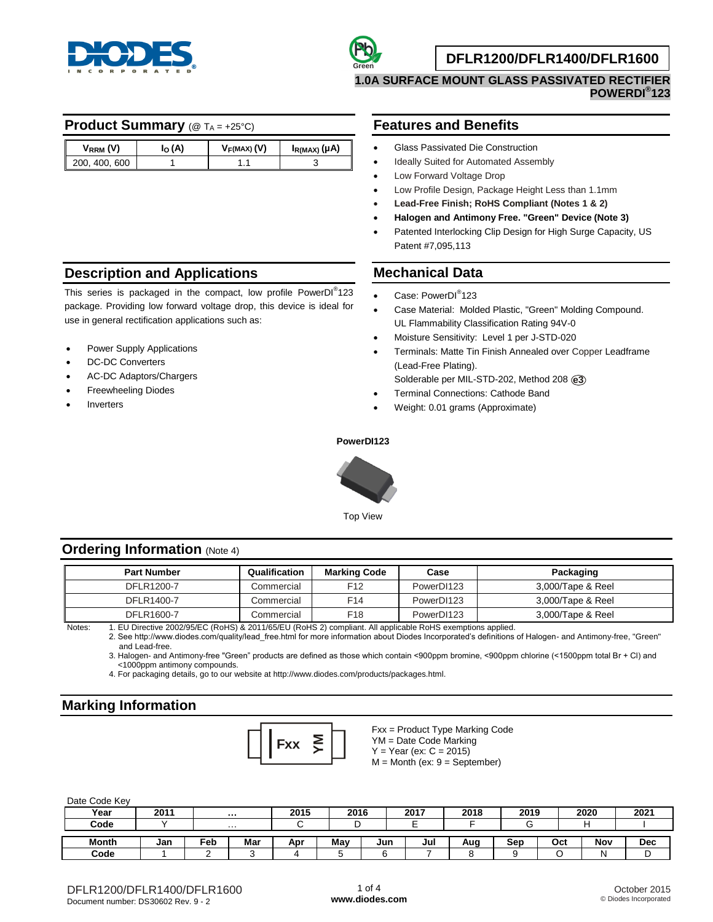# DFLR1200/DFLR1400/DFLR1600

**1.0A SURFACE MOUNT GLASS PASSIVATED RECTIFIER**
**POWERDI®123**

## Product Summary (@ $T_A$ = +25°C)

| $V_{RRM}$ (V) | $I_O$ (A) | $V_{F(MAX)}$ (V) | $I_{R(MAX)}$ (µA) |
|---|---|---|---|
| 200, 400, 600 | 1 | 1.1 | 3 |

## Features and Benefits

- Glass Passivated Die Construction
- Ideally Suited for Automated Assembly
- Low Forward Voltage Drop
- Low Profile Design, Package Height Less than 1.1mm
- **Lead-Free Finish; RoHS Compliant (Notes 1 & 2)**
- **Halogen and Antimony Free. "Green" Device (Note 3)**
- Patented Interlocking Clip Design for High Surge Capacity, US Patent #7,095,113

## Description and Applications

This series is packaged in the compact, low profile PowerDI®123 package. Providing low forward voltage drop, this device is ideal for use in general rectification applications such as:

- Power Supply Applications
- DC-DC Converters
- AC-DC Adaptors/Chargers
- Freewheeling Diodes
- Inverters

## Mechanical Data

- Case: PowerDI®123
- Case Material: Molded Plastic, "Green" Molding Compound. UL Flammability Classification Rating 94V-0
- Moisture Sensitivity: Level 1 per J-STD-020
- Terminals: Matte Tin Finish Annealed over Copper Leadframe (Lead-Free Plating). Solderable per MIL-STD-202, Method 208 (e3)
- Terminal Connections: Cathode Band
- Weight: 0.01 grams (Approximate)

**PowerDI123**

Top View

## Ordering Information (Note 4)

| Part Number | Qualification | Marking Code | Case | Packaging |
|---|---|---|---|---|
| DFLR1200-7 | Commercial | F12 | PowerDI123 | 3,000/Tape & Reel |
| DFLR1400-7 | Commercial | F14 | PowerDI123 | 3,000/Tape & Reel |
| DFLR1600-7 | Commercial | F18 | PowerDI123 | 3,000/Tape & Reel |

Notes:
1. EU Directive 2002/95/EC (RoHS) & 2011/65/EU (RoHS 2) compliant. All applicable RoHS exemptions applied.
2. See http://www.diodes.com/quality/lead_free.html for more information about Diodes Incorporated's definitions of Halogen- and Antimony-free, "Green" and Lead-free.
3. Halogen- and Antimony-free "Green" products are defined as those which contain <900ppm bromine, <900ppm chlorine (<1500ppm total Br + Cl) and <1000ppm antimony compounds.
4. For packaging details, go to our website at http://www.diodes.com/products/packages.html.

## Marking Information

Fxx YM

Fxx = Product Type Marking Code
YM = Date Code Marking
Y = Year (ex: C = 2015)
M = Month (ex: 9 = September)

Date Code Key

| Year | 2011 | … | 2015 | 2016 | 2017 | 2018 | 2019 | 2020 | 2021 |
|---|---|---|---|---|---|---|---|---|---|
| Code | Y | … | C | D | E | F | G | H | I |

| Month | Jan | Feb | Mar | Apr | May | Jun | Jul | Aug | Sep | Oct | Nov | Dec |
|---|---|---|---|---|---|---|---|---|---|---|---|---|
| Code | 1 | 2 | 3 | 4 | 5 | 6 | 7 | 8 | 9 | O | N | D |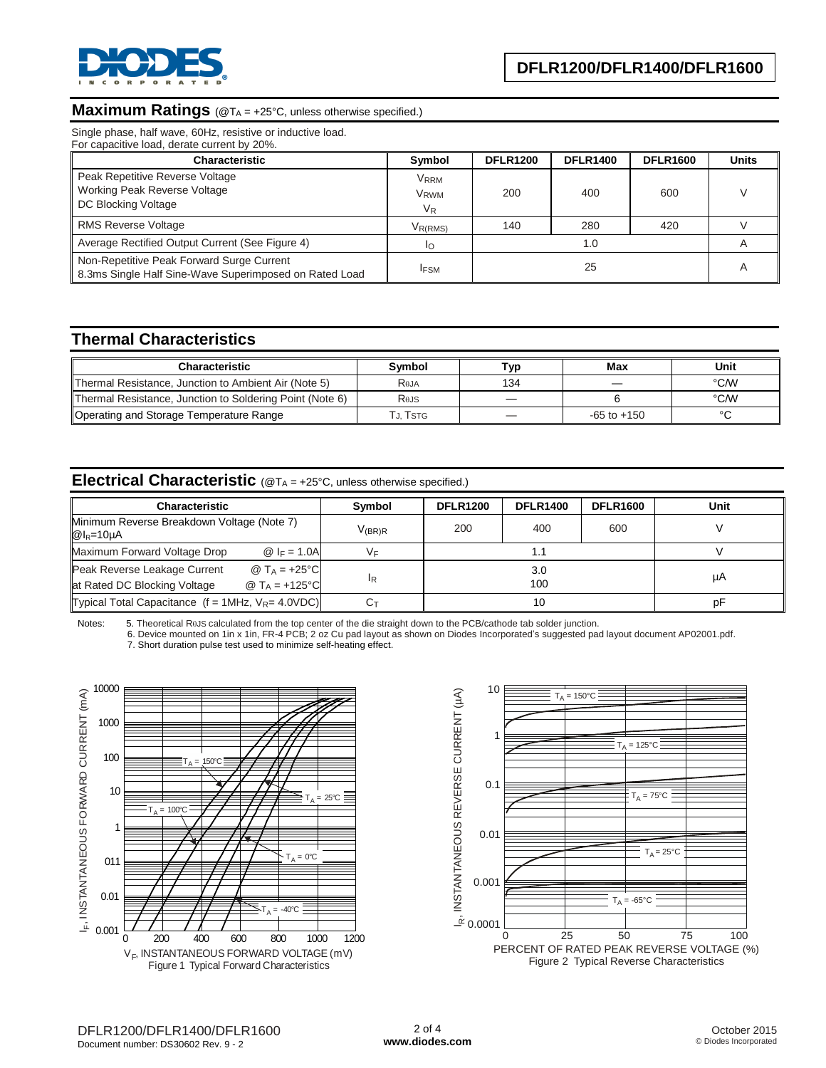## Maximum Ratings (@$T_A$ = +25°C, unless otherwise specified.)

Single phase, half wave, 60Hz, resistive or inductive load.
For capacitive load, derate current by 20%.

| Characteristic | Symbol | DFLR1200 | DFLR1400 | DFLR1600 | Units |
|---|---|---|---|---|---|
| Peak Repetitive Reverse Voltage<br>Working Peak Reverse Voltage<br>DC Blocking Voltage | $V_{RRM}$<br>$V_{RWM}$<br>$V_R$ | 200 | 400 | 600 | V |
| RMS Reverse Voltage | $V_{R(RMS)}$ | 140 | 280 | 420 | V |
| Average Rectified Output Current (See Figure 4) | $I_O$ | | 1.0 | | A |
| Non-Repetitive Peak Forward Surge Current<br>8.3ms Single Half Sine-Wave Superimposed on Rated Load | $I_{FSM}$ | | 25 | | A |

## Thermal Characteristics

| Characteristic | Symbol | Typ | Max | Unit |
|---|---|---|---|---|
| Thermal Resistance, Junction to Ambient Air (Note 5) | $R_{\theta JA}$ | 134 | — | °C/W |
| Thermal Resistance, Junction to Soldering Point (Note 6) | $R_{\theta JS}$ | — | 6 | °C/W |
| Operating and Storage Temperature Range | $T_J$, $T_{STG}$ | — | -65 to +150 | °C |

## Electrical Characteristic (@$T_A$ = +25°C, unless otherwise specified.)

| Characteristic | Symbol | DFLR1200 | DFLR1400 | DFLR1600 | Unit |
|---|---|---|---|---|---|
| Minimum Reverse Breakdown Voltage (Note 7) @$I_R$=10µA | $V_{(BR)R}$ | 200 | 400 | 600 | V |
| Maximum Forward Voltage Drop @ $I_F$ = 1.0A | $V_F$ | | 1.1 | | V |
| Peak Reverse Leakage Current at Rated DC Blocking Voltage @ $T_A$ = +25°C<br>@ $T_A$ = +125°C | $I_R$ | | 3.0<br>100 | | µA |
| Typical Total Capacitance (f = 1MHz, $V_R$= 4.0VDC) | $C_T$ | | 10 | | pF |

Notes:
5. Theoretical $R_{\theta JS}$ calculated from the top center of the die straight down to the PCB/cathode tab solder junction.
6. Device mounted on 1in x 1in, FR-4 PCB; 2 oz Cu pad layout as shown on Diodes Incorporated's suggested pad layout document AP02001.pdf.
7. Short duration pulse test used to minimize self-heating effect.

Figure 1 Typical Forward Characteristics

Figure 2 Typical Reverse Characteristics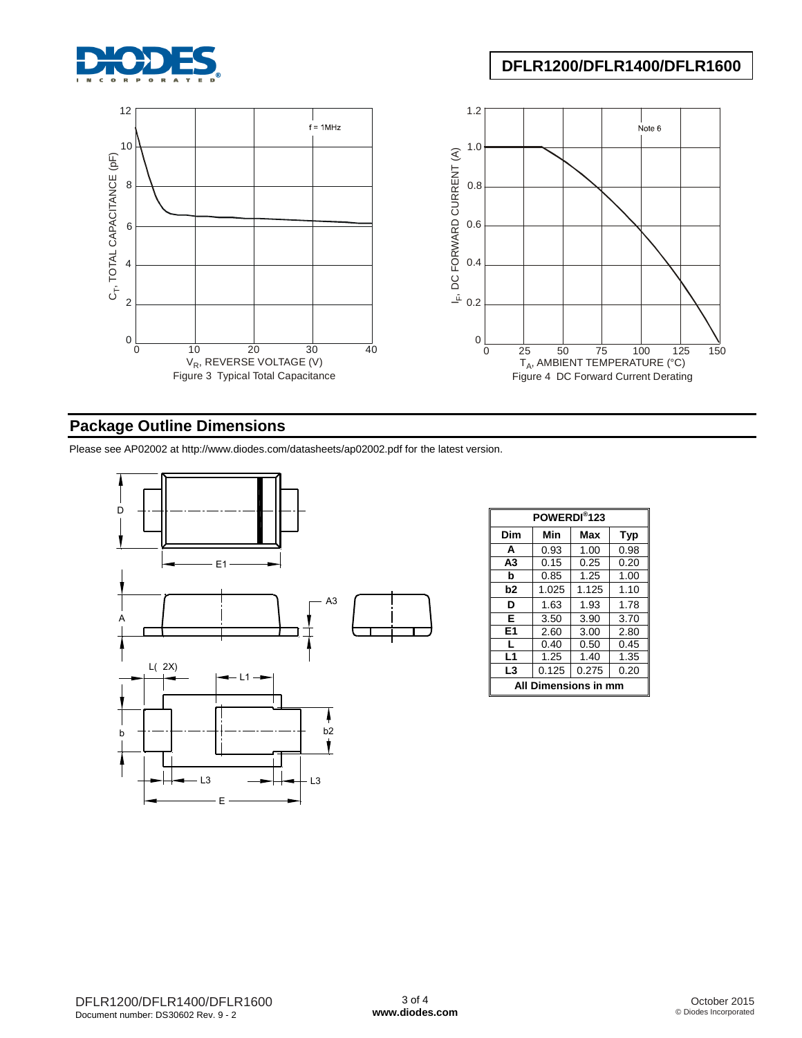Figure 3 Typical Total Capacitance

Figure 4 DC Forward Current Derating

## Package Outline Dimensions

Please see AP02002 at http://www.diodes.com/datasheets/ap02002.pdf for the latest version.

| POWERDI®123 | | | |
|---|---|---|---|
| **Dim** | **Min** | **Max** | **Typ** |
| **A** | 0.93 | 1.00 | 0.98 |
| **A3** | 0.15 | 0.25 | 0.20 |
| **b** | 0.85 | 1.25 | 1.00 |
| **b2** | 1.025 | 1.125 | 1.10 |
| **D** | 1.63 | 1.93 | 1.78 |
| **E** | 3.50 | 3.90 | 3.70 |
| **E1** | 2.60 | 3.00 | 2.80 |
| **L** | 0.40 | 0.50 | 0.45 |
| **L1** | 1.25 | 1.40 | 1.35 |
| **L3** | 0.125 | 0.275 | 0.20 |
| **All Dimensions in mm** | | | |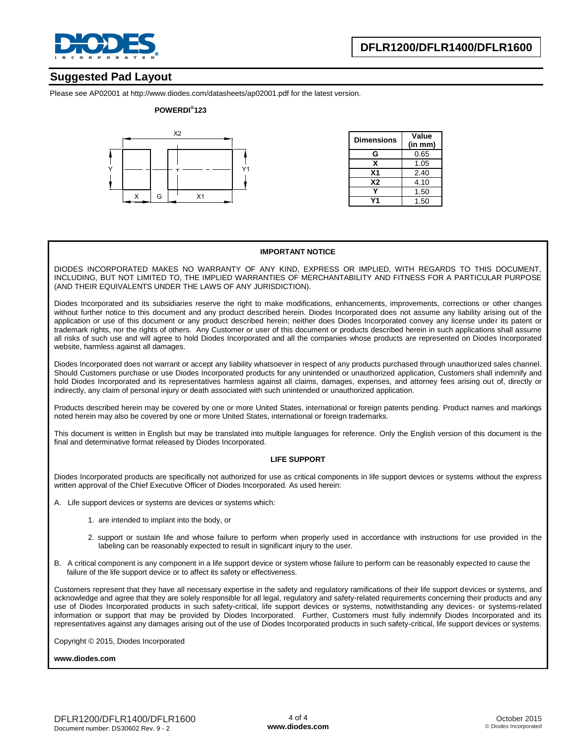## Suggested Pad Layout

Please see AP02001 at http://www.diodes.com/datasheets/ap02001.pdf for the latest version.

**POWERDI®123**

X2

Y

Y1

X G X1

| Dimensions | Value (in mm) |
|---|---|
| G | 0.65 |
| X | 1.05 |
| X1 | 2.40 |
| X2 | 4.10 |
| Y | 1.50 |
| Y1 | 1.50 |

**IMPORTANT NOTICE**

DIODES INCORPORATED MAKES NO WARRANTY OF ANY KIND, EXPRESS OR IMPLIED, WITH REGARDS TO THIS DOCUMENT, INCLUDING, BUT NOT LIMITED TO, THE IMPLIED WARRANTIES OF MERCHANTABILITY AND FITNESS FOR A PARTICULAR PURPOSE (AND THEIR EQUIVALENTS UNDER THE LAWS OF ANY JURISDICTION).

Diodes Incorporated and its subsidiaries reserve the right to make modifications, enhancements, improvements, corrections or other changes without further notice to this document and any product described herein. Diodes Incorporated does not assume any liability arising out of the application or use of this document or any product described herein; neither does Diodes Incorporated convey any license under its patent or trademark rights, nor the rights of others. Any Customer or user of this document or products described herein in such applications shall assume all risks of such use and will agree to hold Diodes Incorporated and all the companies whose products are represented on Diodes Incorporated website, harmless against all damages.

Diodes Incorporated does not warrant or accept any liability whatsoever in respect of any products purchased through unauthorized sales channel. Should Customers purchase or use Diodes Incorporated products for any unintended or unauthorized application, Customers shall indemnify and hold Diodes Incorporated and its representatives harmless against all claims, damages, expenses, and attorney fees arising out of, directly or indirectly, any claim of personal injury or death associated with such unintended or unauthorized application.

Products described herein may be covered by one or more United States, international or foreign patents pending. Product names and markings noted herein may also be covered by one or more United States, international or foreign trademarks.

This document is written in English but may be translated into multiple languages for reference. Only the English version of this document is the final and determinative format released by Diodes Incorporated.

**LIFE SUPPORT**

Diodes Incorporated products are specifically not authorized for use as critical components in life support devices or systems without the express written approval of the Chief Executive Officer of Diodes Incorporated. As used herein:

A. Life support devices or systems are devices or systems which:

1. are intended to implant into the body, or
2. support or sustain life and whose failure to perform when properly used in accordance with instructions for use provided in the labeling can be reasonably expected to result in significant injury to the user.

B. A critical component is any component in a life support device or system whose failure to perform can be reasonably expected to cause the failure of the life support device or to affect its safety or effectiveness.

Customers represent that they have all necessary expertise in the safety and regulatory ramifications of their life support devices or systems, and acknowledge and agree that they are solely responsible for all legal, regulatory and safety-related requirements concerning their products and any use of Diodes Incorporated products in such safety-critical, life support devices or systems, notwithstanding any devices- or systems-related information or support that may be provided by Diodes Incorporated. Further, Customers must fully indemnify Diodes Incorporated and its representatives against any damages arising out of the use of Diodes Incorporated products in such safety-critical, life support devices or systems.

Copyright © 2015, Diodes Incorporated

**www.diodes.com**